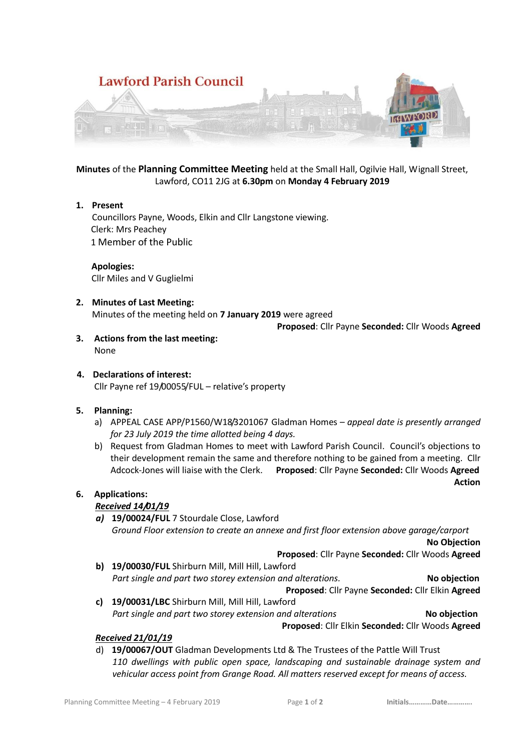# Lawford Parish Council

**Minutes** of the **Planning Committee Meeting** held at the Small Hall, Ogilvie Hall, Wignall Street, Lawford, CO11 2JG at **6.30pm** on **Monday 4 February 2019**

1. **Present**
   Councillors Payne, Woods, Elkin and Cllr Langstone viewing.
   Clerk: Mrs Peachey
   1 Member of the Public

   **Apologies:**
   Cllr Miles and V Guglielmi

2. **Minutes of Last Meeting:**
   Minutes of the meeting held on **7 January 2019** were agreed
   **Proposed**: Cllr Payne **Seconded:** Cllr Woods **Agreed**

3. **Actions from the last meeting:**
   None

4. **Declarations of interest:**
   Cllr Payne ref 19/00055/FUL – relative's property

5. **Planning:**
   a) APPEAL CASE APP/P1560/W18/3201067 Gladman Homes – *appeal date is presently arranged for 23 July 2019 the time allotted being 4 days.*
   b) Request from Gladman Homes to meet with Lawford Parish Council. Council's objections to their development remain the same and therefore nothing to be gained from a meeting. Cllr Adcock-Jones will liaise with the Clerk. **Proposed**: Cllr Payne **Seconded:** Cllr Woods **Agreed**
   **Action**

6. **Applications:**
   ***Received 14/01/19***
   ***a)*** **19/00024/FUL** 7 Stourdale Close, Lawford
   *Ground Floor extension to create an annexe and first floor extension above garage/carport*
   **No Objection**
   **Proposed**: Cllr Payne **Seconded:** Cllr Woods **Agreed**
   **b)** **19/00030/FUL** Shirburn Mill, Mill Hill, Lawford
   *Part single and part two storey extension and alterations.* **No objection**
   **Proposed**: Cllr Payne **Seconded:** Cllr Elkin **Agreed**
   **c)** **19/00031/LBC** Shirburn Mill, Mill Hill, Lawford
   *Part single and part two storey extension and alterations* **No objection**
   **Proposed**: Cllr Elkin **Seconded:** Cllr Woods **Agreed**

   ***Received 21/01/19***
   d) **19/00067/OUT** Gladman Developments Ltd & The Trustees of the Pattle Will Trust
   *110 dwellings with public open space, landscaping and sustainable drainage system and vehicular access point from Grange Road. All matters reserved except for means of access.*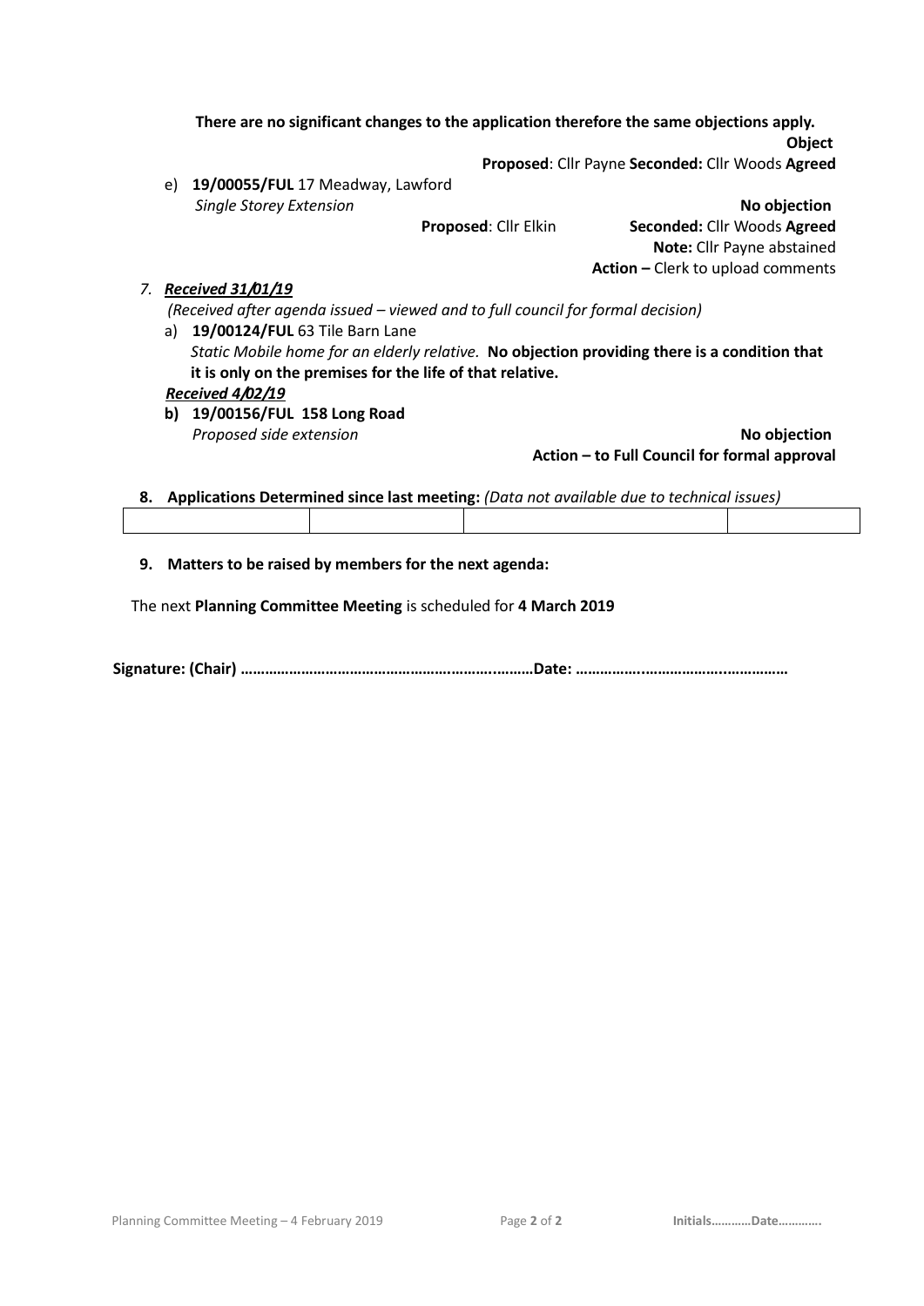**There are no significant changes to the application therefore the same objections apply.**

**Object**

**Proposed**: Cllr Payne **Seconded:** Cllr Woods **Agreed**

e) **19/00055/FUL** 17 Meadway, Lawford
   *Single Storey Extension* **No objection**

**Proposed**: Cllr Elkin **Seconded:** Cllr Woods **Agreed**

**Note:** Cllr Payne abstained

**Action –** Clerk to upload comments

7. ***Received 31/01/19***

   *(Received after agenda issued – viewed and to full council for formal decision)*

   a) **19/00124/FUL** 63 Tile Barn Lane
      *Static Mobile home for an elderly relative.* **No objection providing there is a condition that it is only on the premises for the life of that relative.**

   ***Received 4/02/19***

   **b) 19/00156/FUL 158 Long Road**
      *Proposed side extension* **No objection**

**Action – to Full Council for formal approval**

8. **Applications Determined since last meeting:** *(Data not available due to technical issues)*

| | | | |
|---|---|---|---|
| | | | |

9. **Matters to be raised by members for the next agenda:**

The next **Planning Committee Meeting** is scheduled for **4 March 2019**

**Signature: (Chair) ……………………………………………….……….………Date: ……………..……………..…………**

Planning Committee Meeting – 4 February 2019 **Initials…………Date………….**